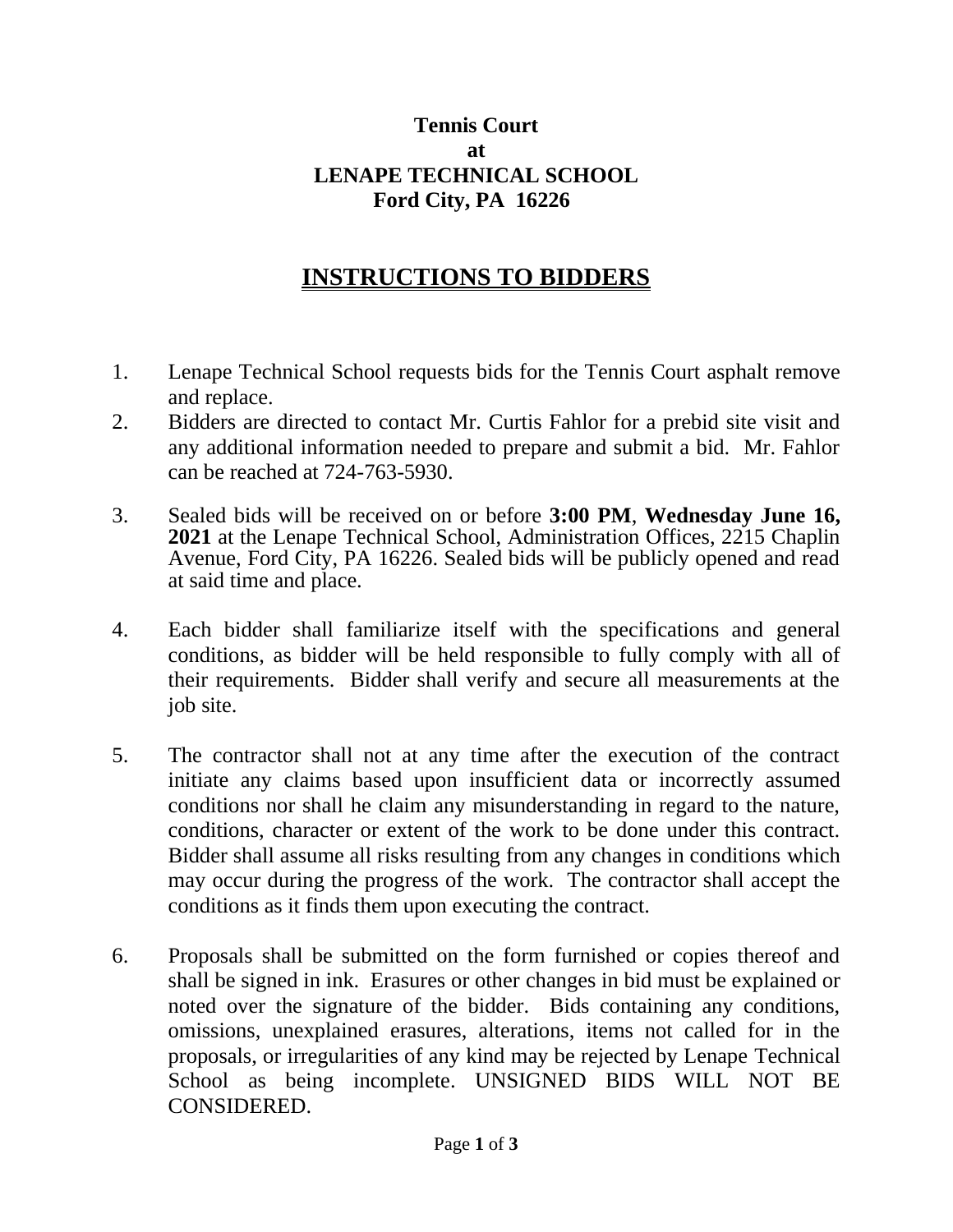**Tennis Court**
**at**
**LENAPE TECHNICAL SCHOOL**
**Ford City, PA 16226**

# INSTRUCTIONS TO BIDDERS

1. Lenape Technical School requests bids for the Tennis Court asphalt remove and replace.
2. Bidders are directed to contact Mr. Curtis Fahlor for a prebid site visit and any additional information needed to prepare and submit a bid. Mr. Fahlor can be reached at 724-763-5930.
3. Sealed bids will be received on or before **3:00 PM**, **Wednesday June 16, 2021** at the Lenape Technical School, Administration Offices, 2215 Chaplin Avenue, Ford City, PA 16226. Sealed bids will be publicly opened and read at said time and place.
4. Each bidder shall familiarize itself with the specifications and general conditions, as bidder will be held responsible to fully comply with all of their requirements. Bidder shall verify and secure all measurements at the job site.
5. The contractor shall not at any time after the execution of the contract initiate any claims based upon insufficient data or incorrectly assumed conditions nor shall he claim any misunderstanding in regard to the nature, conditions, character or extent of the work to be done under this contract. Bidder shall assume all risks resulting from any changes in conditions which may occur during the progress of the work. The contractor shall accept the conditions as it finds them upon executing the contract.
6. Proposals shall be submitted on the form furnished or copies thereof and shall be signed in ink. Erasures or other changes in bid must be explained or noted over the signature of the bidder. Bids containing any conditions, omissions, unexplained erasures, alterations, items not called for in the proposals, or irregularities of any kind may be rejected by Lenape Technical School as being incomplete. UNSIGNED BIDS WILL NOT BE CONSIDERED.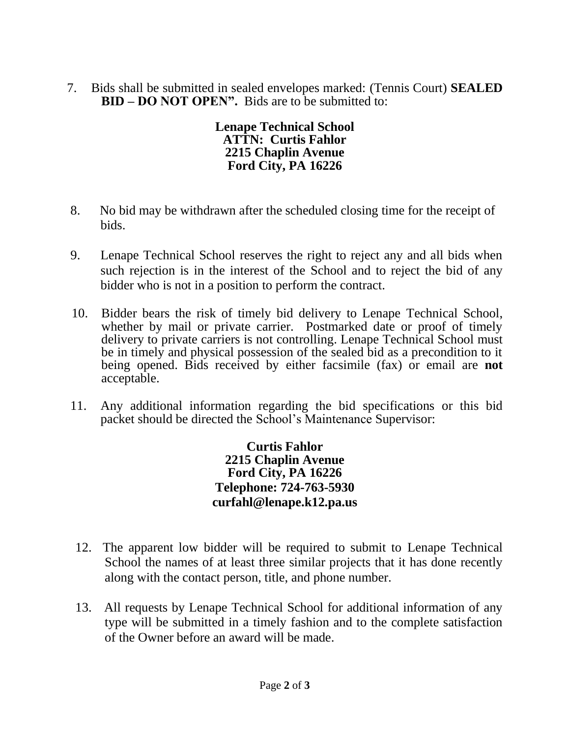7. Bids shall be submitted in sealed envelopes marked: (Tennis Court) **SEALED BID – DO NOT OPEN”.** Bids are to be submitted to:

**Lenape Technical School**
**ATTN: Curtis Fahlor**
**2215 Chaplin Avenue**
**Ford City, PA 16226**

8. No bid may be withdrawn after the scheduled closing time for the receipt of bids.

9. Lenape Technical School reserves the right to reject any and all bids when such rejection is in the interest of the School and to reject the bid of any bidder who is not in a position to perform the contract.

10. Bidder bears the risk of timely bid delivery to Lenape Technical School, whether by mail or private carrier. Postmarked date or proof of timely delivery to private carriers is not controlling. Lenape Technical School must be in timely and physical possession of the sealed bid as a precondition to it being opened. Bids received by either facsimile (fax) or email are **not** acceptable.

11. Any additional information regarding the bid specifications or this bid packet should be directed the School’s Maintenance Supervisor:

**Curtis Fahlor**
**2215 Chaplin Avenue**
**Ford City, PA 16226**
**Telephone: 724-763-5930**
**curfahl@lenape.k12.pa.us**

12. The apparent low bidder will be required to submit to Lenape Technical School the names of at least three similar projects that it has done recently along with the contact person, title, and phone number.

13. All requests by Lenape Technical School for additional information of any type will be submitted in a timely fashion and to the complete satisfaction of the Owner before an award will be made.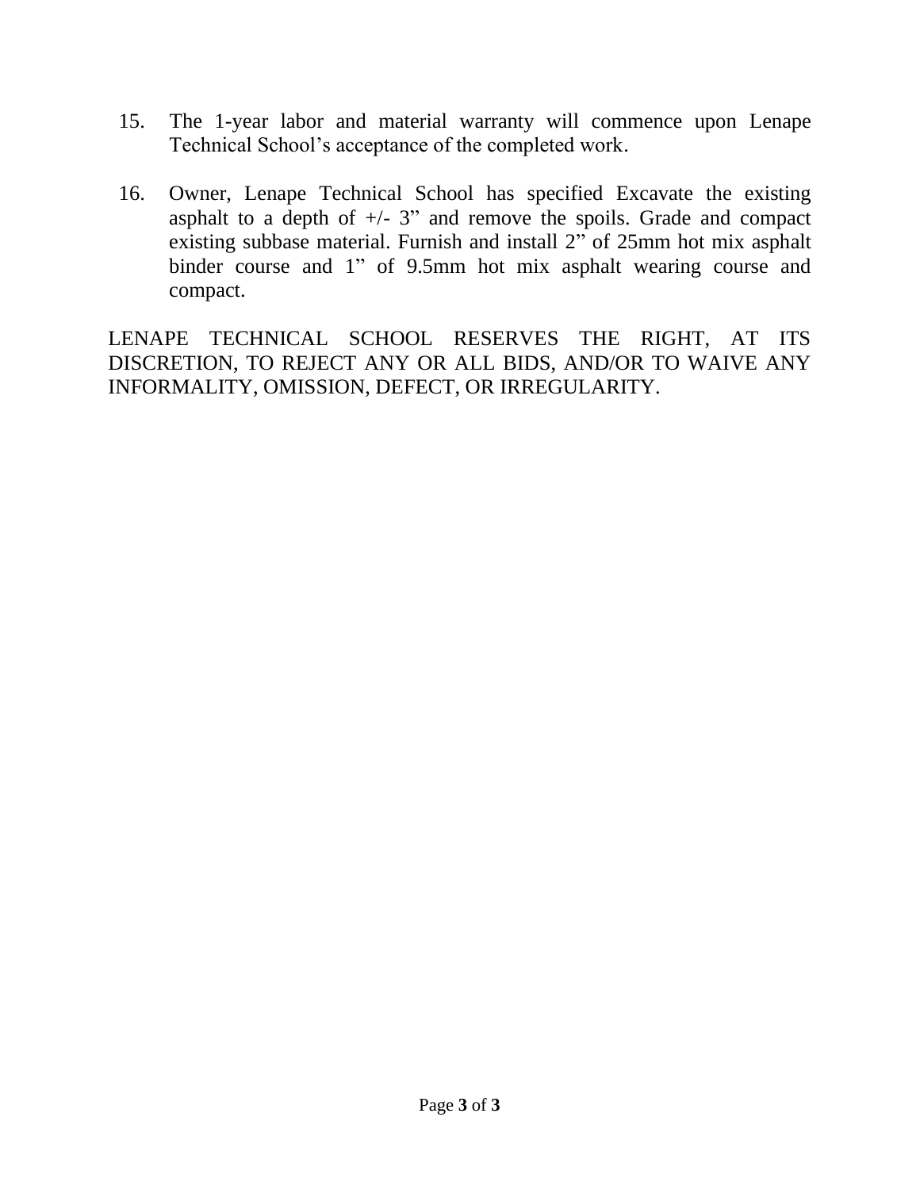15. The 1-year labor and material warranty will commence upon Lenape Technical School's acceptance of the completed work.

16. Owner, Lenape Technical School has specified Excavate the existing asphalt to a depth of +/- 3" and remove the spoils. Grade and compact existing subbase material. Furnish and install 2" of 25mm hot mix asphalt binder course and 1" of 9.5mm hot mix asphalt wearing course and compact.

LENAPE TECHNICAL SCHOOL RESERVES THE RIGHT, AT ITS DISCRETION, TO REJECT ANY OR ALL BIDS, AND/OR TO WAIVE ANY INFORMALITY, OMISSION, DEFECT, OR IRREGULARITY.